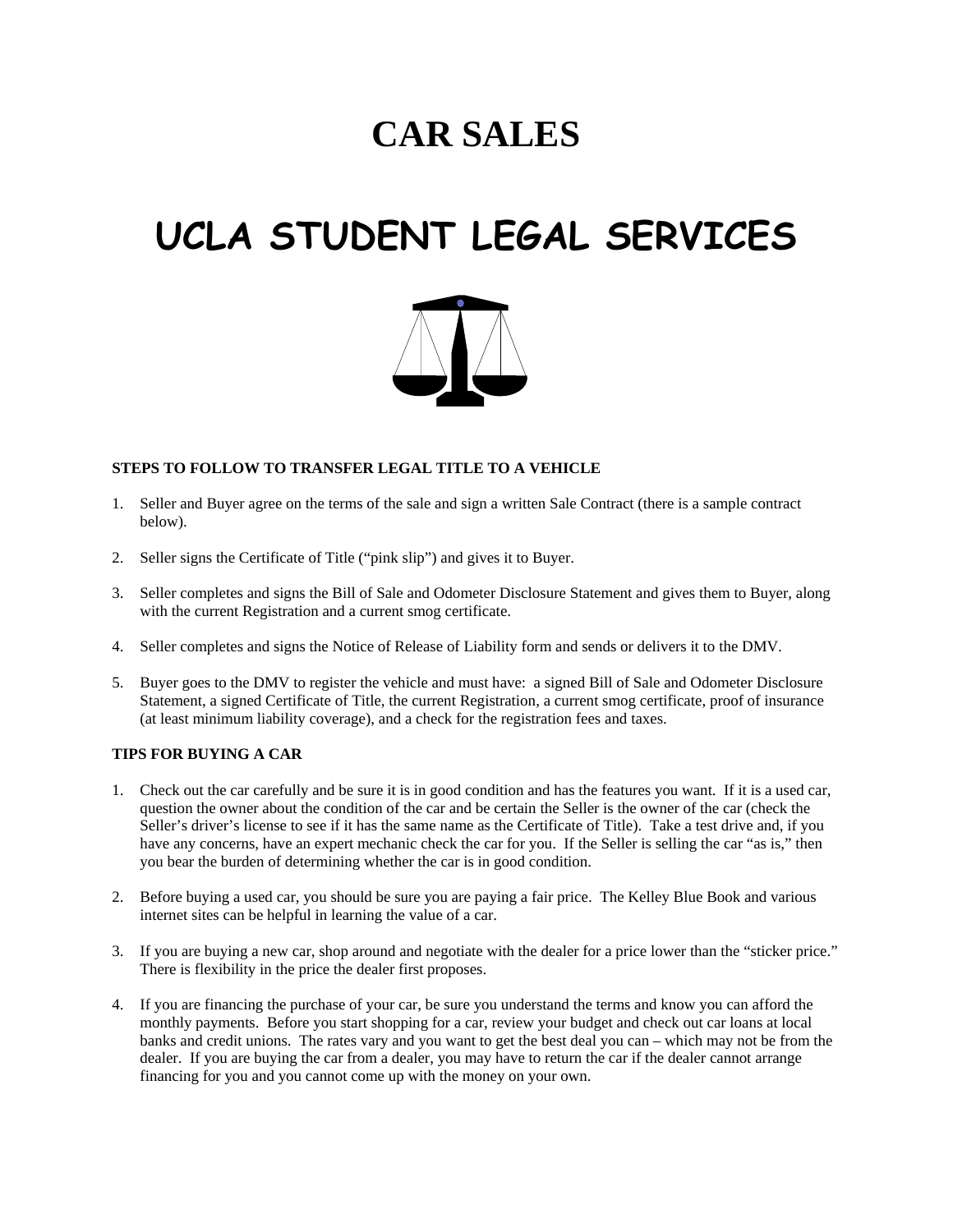# CAR SALES

# UCLA STUDENT LEGAL SERVICES

**STEPS TO FOLLOW TO TRANSFER LEGAL TITLE TO A VEHICLE**

1. Seller and Buyer agree on the terms of the sale and sign a written Sale Contract (there is a sample contract below).

2. Seller signs the Certificate of Title ("pink slip") and gives it to Buyer.

3. Seller completes and signs the Bill of Sale and Odometer Disclosure Statement and gives them to Buyer, along with the current Registration and a current smog certificate.

4. Seller completes and signs the Notice of Release of Liability form and sends or delivers it to the DMV.

5. Buyer goes to the DMV to register the vehicle and must have: a signed Bill of Sale and Odometer Disclosure Statement, a signed Certificate of Title, the current Registration, a current smog certificate, proof of insurance (at least minimum liability coverage), and a check for the registration fees and taxes.

**TIPS FOR BUYING A CAR**

1. Check out the car carefully and be sure it is in good condition and has the features you want. If it is a used car, question the owner about the condition of the car and be certain the Seller is the owner of the car (check the Seller's driver's license to see if it has the same name as the Certificate of Title). Take a test drive and, if you have any concerns, have an expert mechanic check the car for you. If the Seller is selling the car "as is," then you bear the burden of determining whether the car is in good condition.

2. Before buying a used car, you should be sure you are paying a fair price. The Kelley Blue Book and various internet sites can be helpful in learning the value of a car.

3. If you are buying a new car, shop around and negotiate with the dealer for a price lower than the "sticker price." There is flexibility in the price the dealer first proposes.

4. If you are financing the purchase of your car, be sure you understand the terms and know you can afford the monthly payments. Before you start shopping for a car, review your budget and check out car loans at local banks and credit unions. The rates vary and you want to get the best deal you can – which may not be from the dealer. If you are buying the car from a dealer, you may have to return the car if the dealer cannot arrange financing for you and you cannot come up with the money on your own.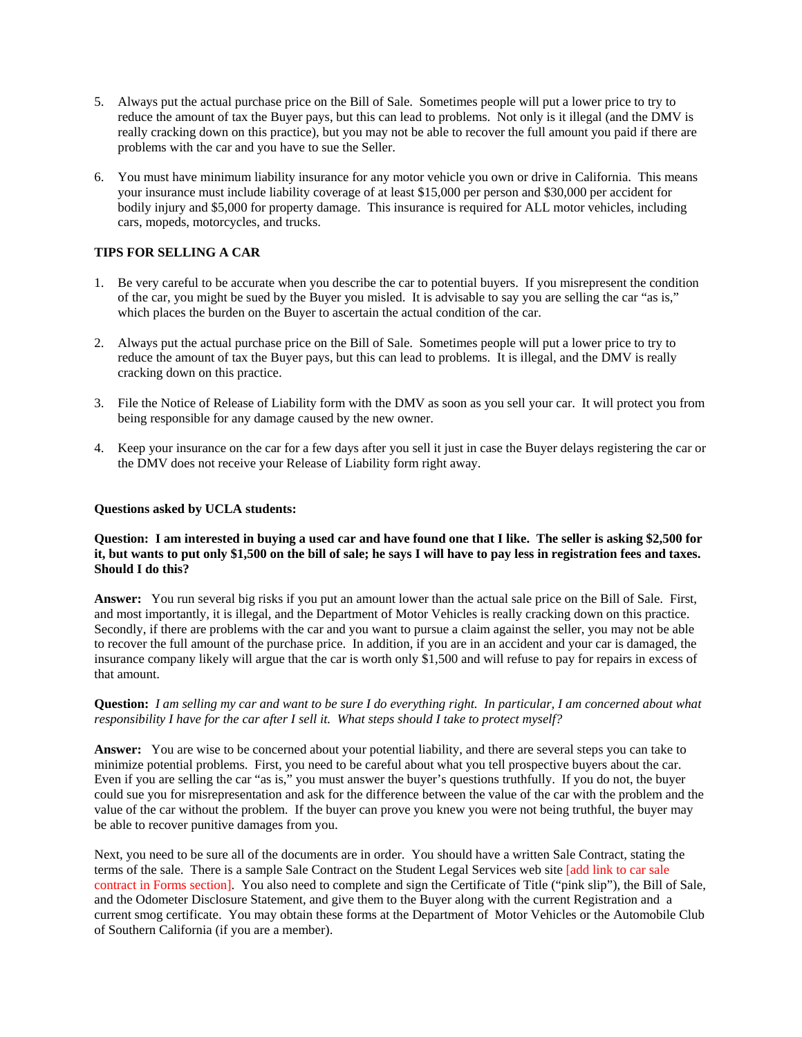5. Always put the actual purchase price on the Bill of Sale. Sometimes people will put a lower price to try to reduce the amount of tax the Buyer pays, but this can lead to problems. Not only is it illegal (and the DMV is really cracking down on this practice), but you may not be able to recover the full amount you paid if there are problems with the car and you have to sue the Seller.

6. You must have minimum liability insurance for any motor vehicle you own or drive in California. This means your insurance must include liability coverage of at least $15,000 per person and $30,000 per accident for bodily injury and $5,000 for property damage. This insurance is required for ALL motor vehicles, including cars, mopeds, motorcycles, and trucks.

**TIPS FOR SELLING A CAR**

1. Be very careful to be accurate when you describe the car to potential buyers. If you misrepresent the condition of the car, you might be sued by the Buyer you misled. It is advisable to say you are selling the car "as is," which places the burden on the Buyer to ascertain the actual condition of the car.

2. Always put the actual purchase price on the Bill of Sale. Sometimes people will put a lower price to try to reduce the amount of tax the Buyer pays, but this can lead to problems. It is illegal, and the DMV is really cracking down on this practice.

3. File the Notice of Release of Liability form with the DMV as soon as you sell your car. It will protect you from being responsible for any damage caused by the new owner.

4. Keep your insurance on the car for a few days after you sell it just in case the Buyer delays registering the car or the DMV does not receive your Release of Liability form right away.

**Questions asked by UCLA students:**

**Question: I am interested in buying a used car and have found one that I like. The seller is asking $2,500 for it, but wants to put only $1,500 on the bill of sale; he says I will have to pay less in registration fees and taxes. Should I do this?**

**Answer:** You run several big risks if you put an amount lower than the actual sale price on the Bill of Sale. First, and most importantly, it is illegal, and the Department of Motor Vehicles is really cracking down on this practice. Secondly, if there are problems with the car and you want to pursue a claim against the seller, you may not be able to recover the full amount of the purchase price. In addition, if you are in an accident and your car is damaged, the insurance company likely will argue that the car is worth only $1,500 and will refuse to pay for repairs in excess of that amount.

**Question:** *I am selling my car and want to be sure I do everything right. In particular, I am concerned about what responsibility I have for the car after I sell it. What steps should I take to protect myself?*

**Answer:** You are wise to be concerned about your potential liability, and there are several steps you can take to minimize potential problems. First, you need to be careful about what you tell prospective buyers about the car. Even if you are selling the car "as is," you must answer the buyer's questions truthfully. If you do not, the buyer could sue you for misrepresentation and ask for the difference between the value of the car with the problem and the value of the car without the problem. If the buyer can prove you knew you were not being truthful, the buyer may be able to recover punitive damages from you.

Next, you need to be sure all of the documents are in order. You should have a written Sale Contract, stating the terms of the sale. There is a sample Sale Contract on the Student Legal Services web site [add link to car sale contract in Forms section]. You also need to complete and sign the Certificate of Title ("pink slip"), the Bill of Sale, and the Odometer Disclosure Statement, and give them to the Buyer along with the current Registration and a current smog certificate. You may obtain these forms at the Department of Motor Vehicles or the Automobile Club of Southern California (if you are a member).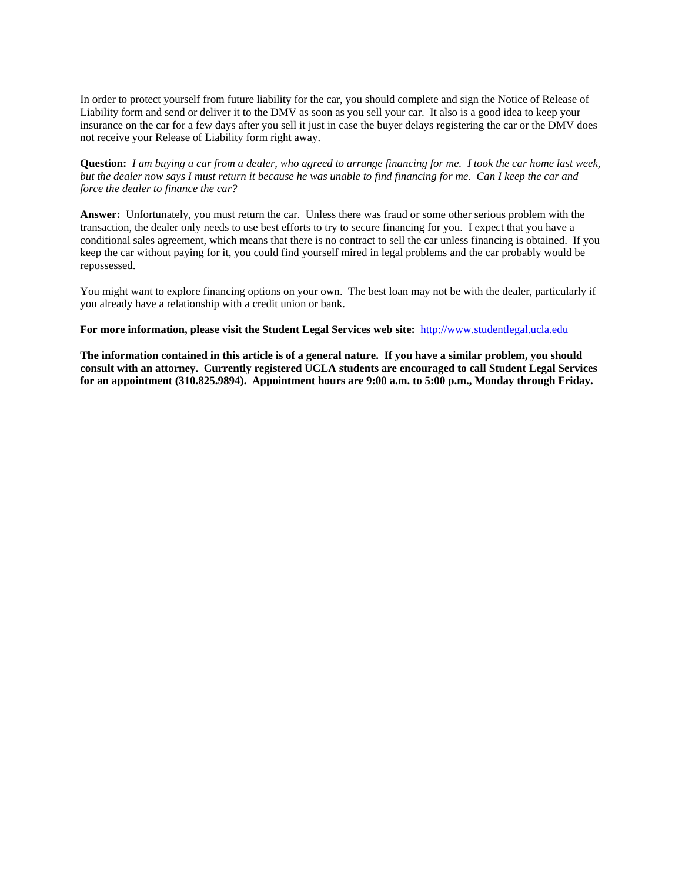In order to protect yourself from future liability for the car, you should complete and sign the Notice of Release of Liability form and send or deliver it to the DMV as soon as you sell your car. It also is a good idea to keep your insurance on the car for a few days after you sell it just in case the buyer delays registering the car or the DMV does not receive your Release of Liability form right away.

**Question:** *I am buying a car from a dealer, who agreed to arrange financing for me. I took the car home last week, but the dealer now says I must return it because he was unable to find financing for me. Can I keep the car and force the dealer to finance the car?*

**Answer:** Unfortunately, you must return the car. Unless there was fraud or some other serious problem with the transaction, the dealer only needs to use best efforts to try to secure financing for you. I expect that you have a conditional sales agreement, which means that there is no contract to sell the car unless financing is obtained. If you keep the car without paying for it, you could find yourself mired in legal problems and the car probably would be repossessed.

You might want to explore financing options on your own. The best loan may not be with the dealer, particularly if you already have a relationship with a credit union or bank.

**For more information, please visit the Student Legal Services web site:** http://www.studentlegal.ucla.edu

**The information contained in this article is of a general nature. If you have a similar problem, you should consult with an attorney. Currently registered UCLA students are encouraged to call Student Legal Services for an appointment (310.825.9894). Appointment hours are 9:00 a.m. to 5:00 p.m., Monday through Friday.**